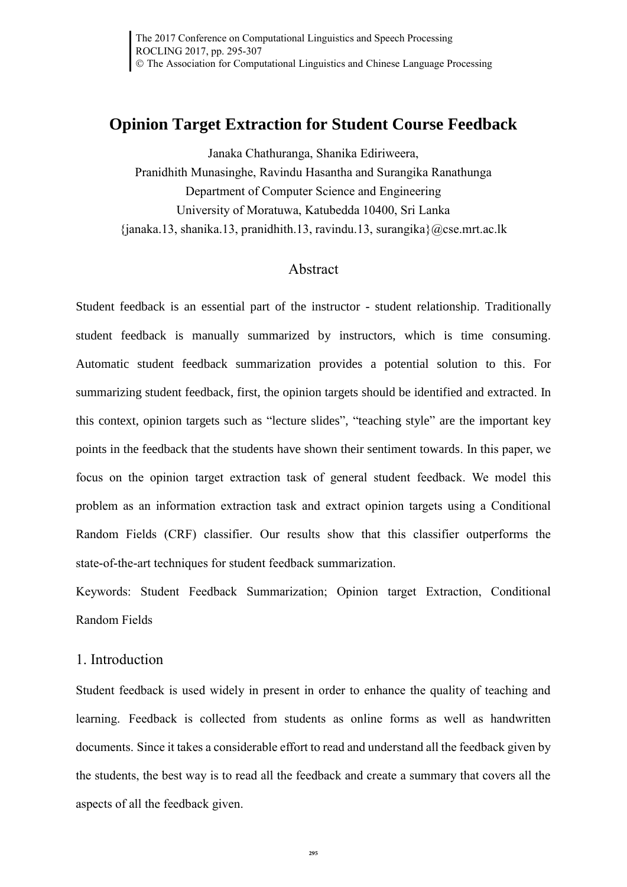# Opinion Target Extraction for Student Course Feedback

Janaka Chathuranga, Shanika Ediriweera,
Pranidhith Munasinghe, Ravindu Hasantha and Surangika Ranathunga
Department of Computer Science and Engineering
University of Moratuwa, Katubedda 10400, Sri Lanka
{janaka.13, shanika.13, pranidhith.13, ravindu.13, surangika}@cse.mrt.ac.lk

## Abstract

Student feedback is an essential part of the instructor - student relationship. Traditionally student feedback is manually summarized by instructors, which is time consuming. Automatic student feedback summarization provides a potential solution to this. For summarizing student feedback, first, the opinion targets should be identified and extracted. In this context, opinion targets such as "lecture slides", "teaching style" are the important key points in the feedback that the students have shown their sentiment towards. In this paper, we focus on the opinion target extraction task of general student feedback. We model this problem as an information extraction task and extract opinion targets using a Conditional Random Fields (CRF) classifier. Our results show that this classifier outperforms the state-of-the-art techniques for student feedback summarization.

Keywords: Student Feedback Summarization; Opinion target Extraction, Conditional Random Fields

## 1. Introduction

Student feedback is used widely in present in order to enhance the quality of teaching and learning. Feedback is collected from students as online forms as well as handwritten documents. Since it takes a considerable effort to read and understand all the feedback given by the students, the best way is to read all the feedback and create a summary that covers all the aspects of all the feedback given.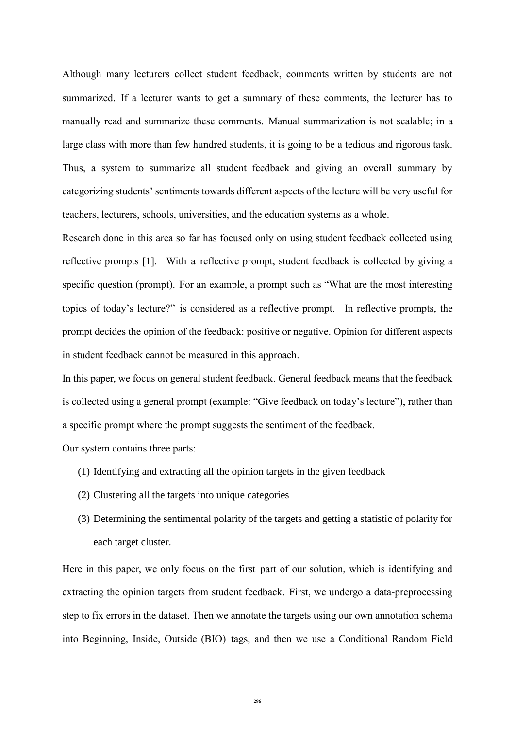Although many lecturers collect student feedback, comments written by students are not summarized. If a lecturer wants to get a summary of these comments, the lecturer has to manually read and summarize these comments. Manual summarization is not scalable; in a large class with more than few hundred students, it is going to be a tedious and rigorous task. Thus, a system to summarize all student feedback and giving an overall summary by categorizing students' sentiments towards different aspects of the lecture will be very useful for teachers, lecturers, schools, universities, and the education systems as a whole.

Research done in this area so far has focused only on using student feedback collected using reflective prompts [1]. With a reflective prompt, student feedback is collected by giving a specific question (prompt). For an example, a prompt such as "What are the most interesting topics of today's lecture?" is considered as a reflective prompt. In reflective prompts, the prompt decides the opinion of the feedback: positive or negative. Opinion for different aspects in student feedback cannot be measured in this approach.

In this paper, we focus on general student feedback. General feedback means that the feedback is collected using a general prompt (example: "Give feedback on today's lecture"), rather than a specific prompt where the prompt suggests the sentiment of the feedback.

Our system contains three parts:

(1) Identifying and extracting all the opinion targets in the given feedback

(2) Clustering all the targets into unique categories

(3) Determining the sentimental polarity of the targets and getting a statistic of polarity for each target cluster.

Here in this paper, we only focus on the first part of our solution, which is identifying and extracting the opinion targets from student feedback. First, we undergo a data-preprocessing step to fix errors in the dataset. Then we annotate the targets using our own annotation schema into Beginning, Inside, Outside (BIO) tags, and then we use a Conditional Random Field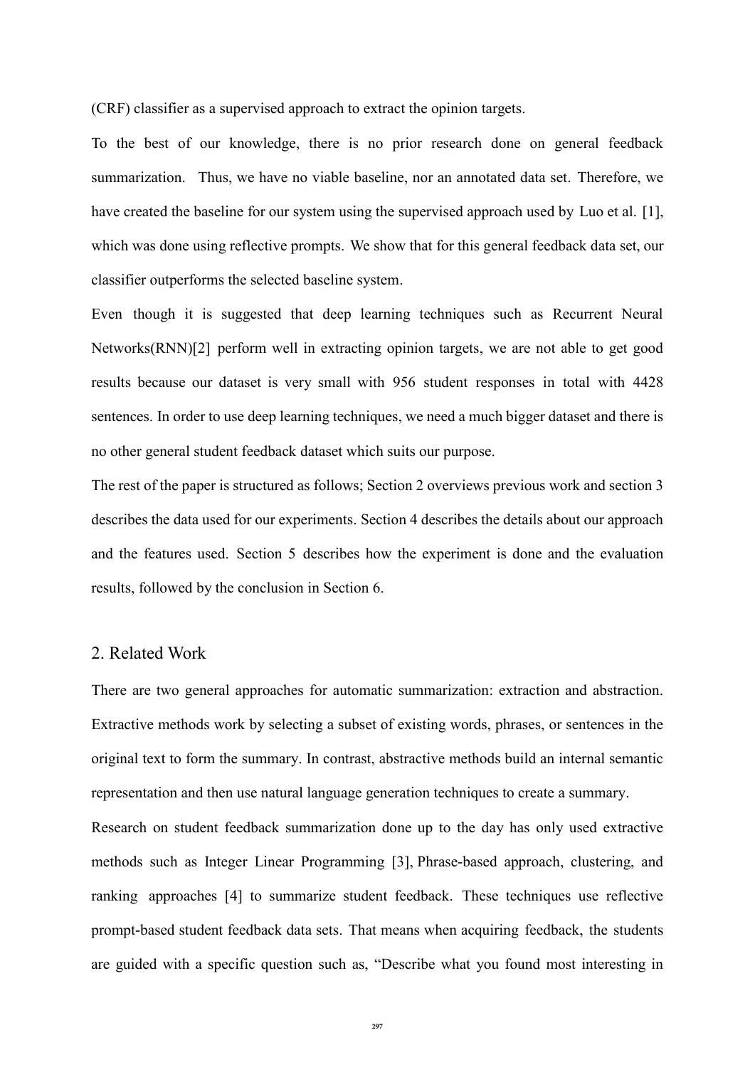(CRF) classifier as a supervised approach to extract the opinion targets.

To the best of our knowledge, there is no prior research done on general feedback summarization. Thus, we have no viable baseline, nor an annotated data set. Therefore, we have created the baseline for our system using the supervised approach used by Luo et al. [1], which was done using reflective prompts. We show that for this general feedback data set, our classifier outperforms the selected baseline system.

Even though it is suggested that deep learning techniques such as Recurrent Neural Networks(RNN)[2] perform well in extracting opinion targets, we are not able to get good results because our dataset is very small with 956 student responses in total with 4428 sentences. In order to use deep learning techniques, we need a much bigger dataset and there is no other general student feedback dataset which suits our purpose.

The rest of the paper is structured as follows; Section 2 overviews previous work and section 3 describes the data used for our experiments. Section 4 describes the details about our approach and the features used. Section 5 describes how the experiment is done and the evaluation results, followed by the conclusion in Section 6.

## 2. Related Work

There are two general approaches for automatic summarization: extraction and abstraction. Extractive methods work by selecting a subset of existing words, phrases, or sentences in the original text to form the summary. In contrast, abstractive methods build an internal semantic representation and then use natural language generation techniques to create a summary.

Research on student feedback summarization done up to the day has only used extractive methods such as Integer Linear Programming [3], Phrase-based approach, clustering, and ranking approaches [4] to summarize student feedback. These techniques use reflective prompt-based student feedback data sets. That means when acquiring feedback, the students are guided with a specific question such as, "Describe what you found most interesting in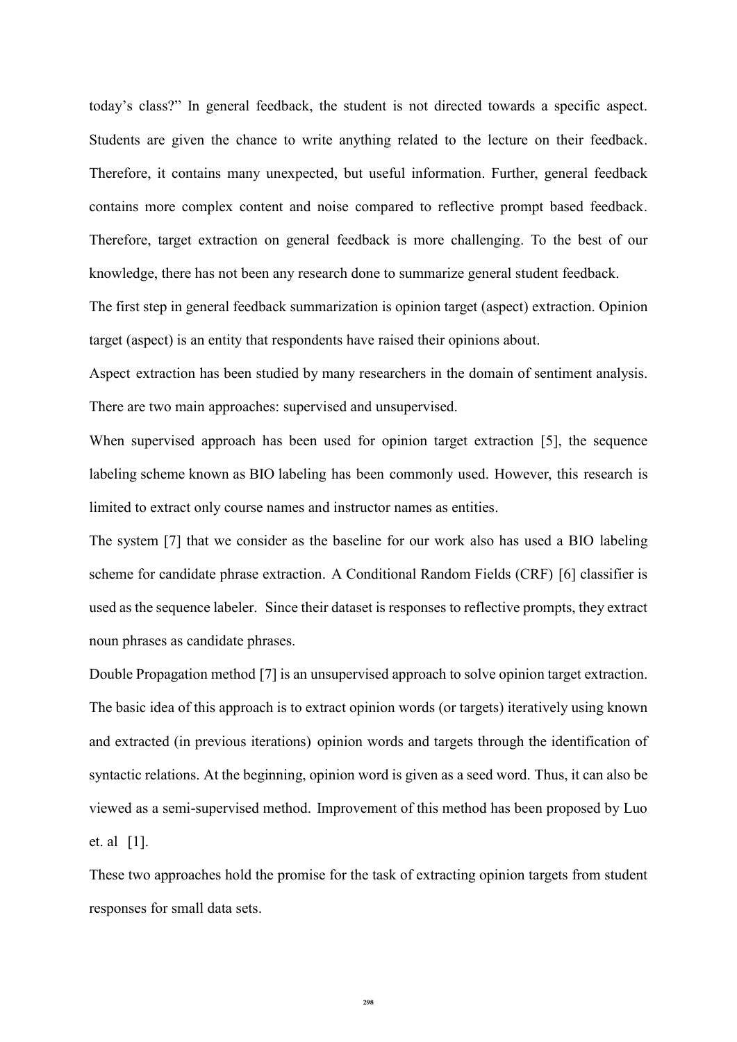today's class?" In general feedback, the student is not directed towards a specific aspect. Students are given the chance to write anything related to the lecture on their feedback. Therefore, it contains many unexpected, but useful information. Further, general feedback contains more complex content and noise compared to reflective prompt based feedback. Therefore, target extraction on general feedback is more challenging. To the best of our knowledge, there has not been any research done to summarize general student feedback.

The first step in general feedback summarization is opinion target (aspect) extraction. Opinion target (aspect) is an entity that respondents have raised their opinions about.

Aspect extraction has been studied by many researchers in the domain of sentiment analysis. There are two main approaches: supervised and unsupervised.

When supervised approach has been used for opinion target extraction [5], the sequence labeling scheme known as BIO labeling has been commonly used. However, this research is limited to extract only course names and instructor names as entities.

The system [7] that we consider as the baseline for our work also has used a BIO labeling scheme for candidate phrase extraction. A Conditional Random Fields (CRF) [6] classifier is used as the sequence labeler. Since their dataset is responses to reflective prompts, they extract noun phrases as candidate phrases.

Double Propagation method [7] is an unsupervised approach to solve opinion target extraction. The basic idea of this approach is to extract opinion words (or targets) iteratively using known and extracted (in previous iterations) opinion words and targets through the identification of syntactic relations. At the beginning, opinion word is given as a seed word. Thus, it can also be viewed as a semi-supervised method. Improvement of this method has been proposed by Luo et. al [1].

These two approaches hold the promise for the task of extracting opinion targets from student responses for small data sets.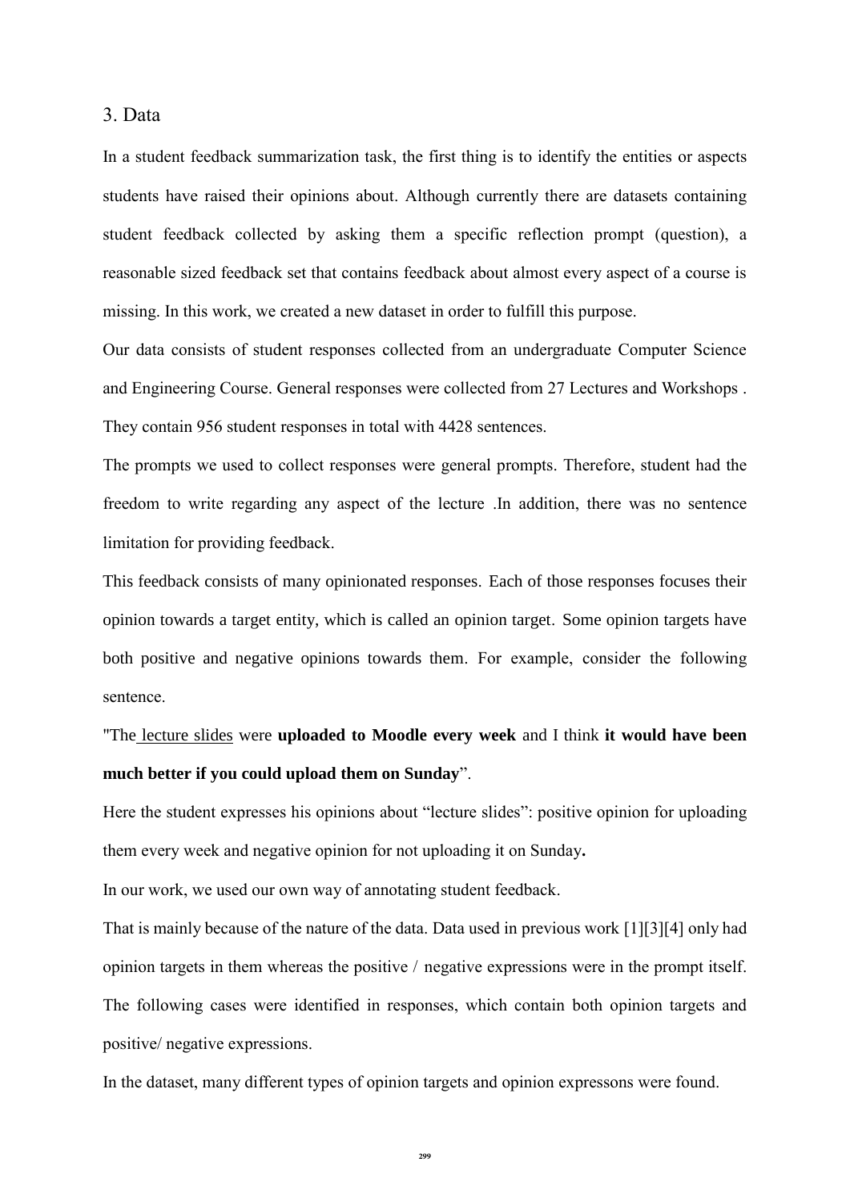## 3. Data

In a student feedback summarization task, the first thing is to identify the entities or aspects students have raised their opinions about. Although currently there are datasets containing student feedback collected by asking them a specific reflection prompt (question), a reasonable sized feedback set that contains feedback about almost every aspect of a course is missing. In this work, we created a new dataset in order to fulfill this purpose.

Our data consists of student responses collected from an undergraduate Computer Science and Engineering Course. General responses were collected from 27 Lectures and Workshops . They contain 956 student responses in total with 4428 sentences.

The prompts we used to collect responses were general prompts. Therefore, student had the freedom to write regarding any aspect of the lecture .In addition, there was no sentence limitation for providing feedback.

This feedback consists of many opinionated responses. Each of those responses focuses their opinion towards a target entity, which is called an opinion target. Some opinion targets have both positive and negative opinions towards them. For example, consider the following sentence.

"The lecture slides were **uploaded to Moodle every week** and I think **it would have been much better if you could upload them on Sunday**".

Here the student expresses his opinions about "lecture slides": positive opinion for uploading them every week and negative opinion for not uploading it on Sunday**.**

In our work, we used our own way of annotating student feedback.

That is mainly because of the nature of the data. Data used in previous work [1][3][4] only had opinion targets in them whereas the positive / negative expressions were in the prompt itself. The following cases were identified in responses, which contain both opinion targets and positive/ negative expressions.

In the dataset, many different types of opinion targets and opinion expressons were found.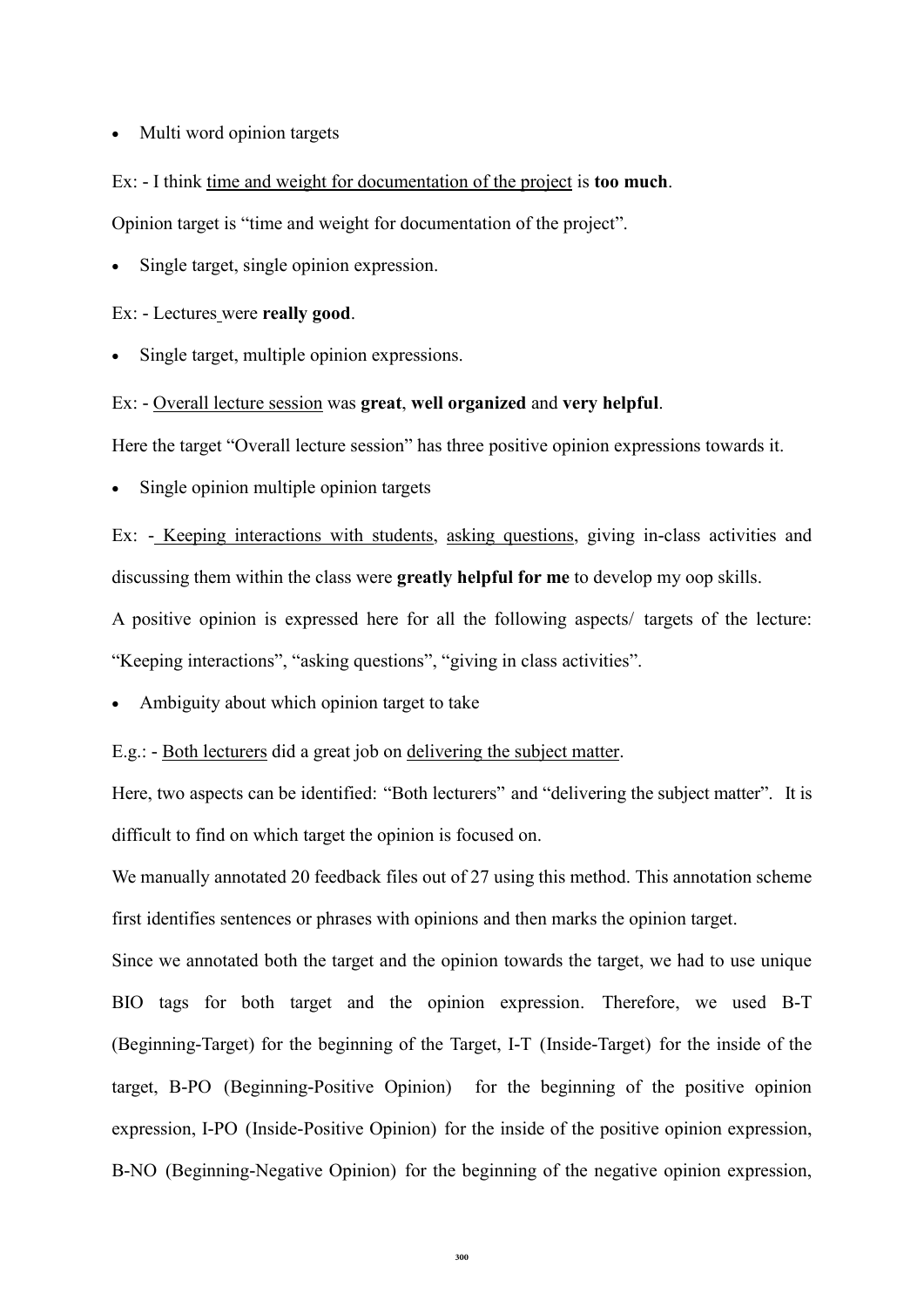- Multi word opinion targets

Ex: - I think <u>time and weight for documentation of the project</u> is **too much**.

Opinion target is "time and weight for documentation of the project".

- Single target, single opinion expression.

Ex: - Lectures were **really good**.

- Single target, multiple opinion expressions.

Ex: - <u>Overall lecture session</u> was **great**, **well organized** and **very helpful**.

Here the target "Overall lecture session" has three positive opinion expressions towards it.

- Single opinion multiple opinion targets

Ex: - <u>Keeping interactions with students</u>, <u>asking questions</u>, giving in-class activities and discussing them within the class were **greatly helpful for me** to develop my oop skills.

A positive opinion is expressed here for all the following aspects/ targets of the lecture: "Keeping interactions", "asking questions", "giving in class activities".

- Ambiguity about which opinion target to take

E.g.: - <u>Both lecturers</u> did a great job on <u>delivering the subject matter</u>.

Here, two aspects can be identified: "Both lecturers" and "delivering the subject matter". It is difficult to find on which target the opinion is focused on.

We manually annotated 20 feedback files out of 27 using this method. This annotation scheme first identifies sentences or phrases with opinions and then marks the opinion target.

Since we annotated both the target and the opinion towards the target, we had to use unique BIO tags for both target and the opinion expression. Therefore, we used B-T (Beginning-Target) for the beginning of the Target, I-T (Inside-Target) for the inside of the target, B-PO (Beginning-Positive Opinion) for the beginning of the positive opinion expression, I-PO (Inside-Positive Opinion) for the inside of the positive opinion expression, B-NO (Beginning-Negative Opinion) for the beginning of the negative opinion expression,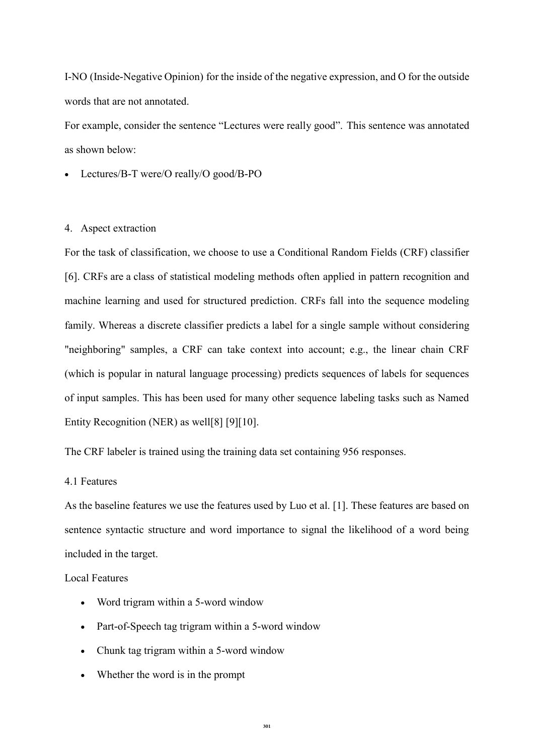I-NO (Inside-Negative Opinion) for the inside of the negative expression, and O for the outside words that are not annotated.

For example, consider the sentence “Lectures were really good”. This sentence was annotated as shown below:

- Lectures/B-T were/O really/O good/B-PO

## 4. Aspect extraction

For the task of classification, we choose to use a Conditional Random Fields (CRF) classifier [6]. CRFs are a class of statistical modeling methods often applied in pattern recognition and machine learning and used for structured prediction. CRFs fall into the sequence modeling family. Whereas a discrete classifier predicts a label for a single sample without considering "neighboring" samples, a CRF can take context into account; e.g., the linear chain CRF (which is popular in natural language processing) predicts sequences of labels for sequences of input samples. This has been used for many other sequence labeling tasks such as Named Entity Recognition (NER) as well[8] [9][10].

The CRF labeler is trained using the training data set containing 956 responses.

### 4.1 Features

As the baseline features we use the features used by Luo et al. [1]. These features are based on sentence syntactic structure and word importance to signal the likelihood of a word being included in the target.

Local Features

- Word trigram within a 5-word window
- Part-of-Speech tag trigram within a 5-word window
- Chunk tag trigram within a 5-word window
- Whether the word is in the prompt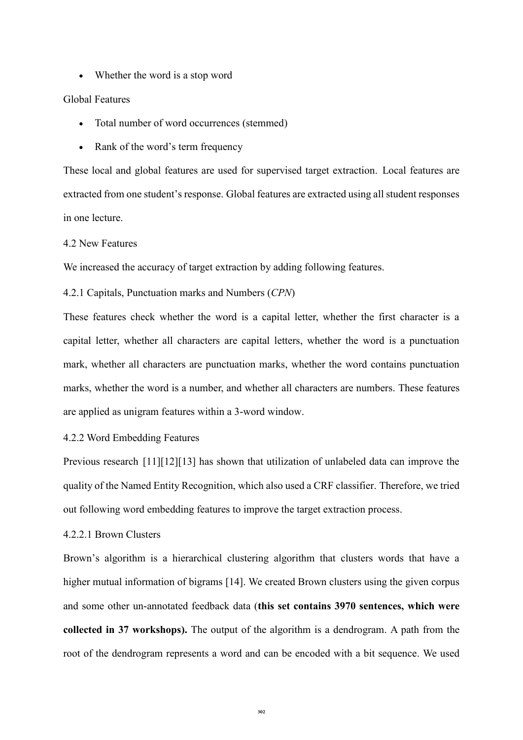- Whether the word is a stop word

Global Features

- Total number of word occurrences (stemmed)
- Rank of the word's term frequency

These local and global features are used for supervised target extraction. Local features are extracted from one student's response. Global features are extracted using all student responses in one lecture.

### 4.2 New Features

We increased the accuracy of target extraction by adding following features.

#### 4.2.1 Capitals, Punctuation marks and Numbers (*CPN*)

These features check whether the word is a capital letter, whether the first character is a capital letter, whether all characters are capital letters, whether the word is a punctuation mark, whether all characters are punctuation marks, whether the word contains punctuation marks, whether the word is a number, and whether all characters are numbers. These features are applied as unigram features within a 3-word window.

#### 4.2.2 Word Embedding Features

Previous research [11][12][13] has shown that utilization of unlabeled data can improve the quality of the Named Entity Recognition, which also used a CRF classifier. Therefore, we tried out following word embedding features to improve the target extraction process.

##### 4.2.2.1 Brown Clusters

Brown's algorithm is a hierarchical clustering algorithm that clusters words that have a higher mutual information of bigrams [14]. We created Brown clusters using the given corpus and some other un-annotated feedback data (**this set contains 3970 sentences, which were collected in 37 workshops).** The output of the algorithm is a dendrogram. A path from the root of the dendrogram represents a word and can be encoded with a bit sequence. We used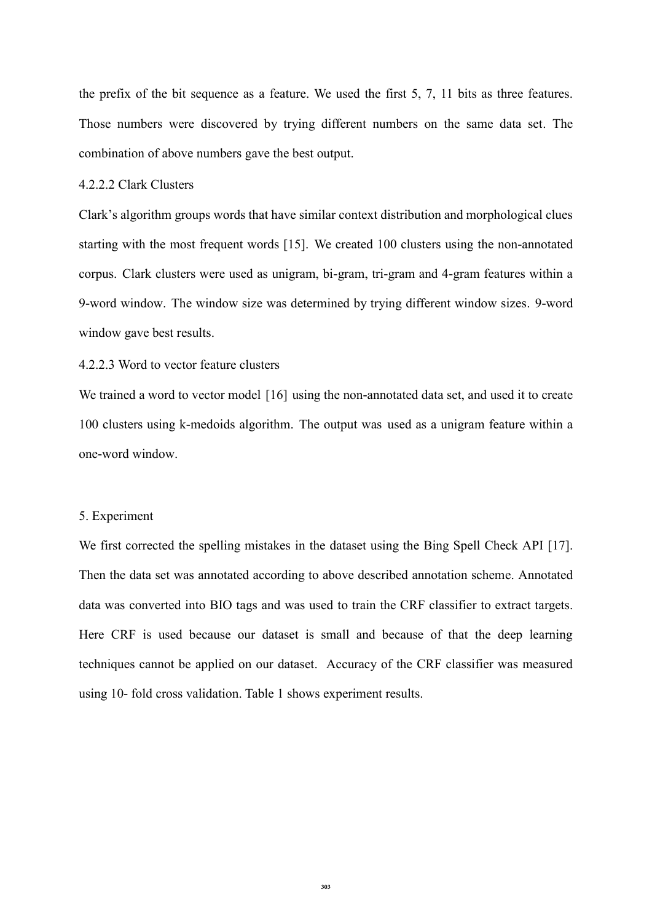the prefix of the bit sequence as a feature. We used the first 5, 7, 11 bits as three features. Those numbers were discovered by trying different numbers on the same data set. The combination of above numbers gave the best output.

#### 4.2.2.2 Clark Clusters

Clark's algorithm groups words that have similar context distribution and morphological clues starting with the most frequent words [15]. We created 100 clusters using the non-annotated corpus. Clark clusters were used as unigram, bi-gram, tri-gram and 4-gram features within a 9-word window. The window size was determined by trying different window sizes. 9-word window gave best results.

#### 4.2.2.3 Word to vector feature clusters

We trained a word to vector model [16] using the non-annotated data set, and used it to create 100 clusters using k-medoids algorithm. The output was used as a unigram feature within a one-word window.

## 5. Experiment

We first corrected the spelling mistakes in the dataset using the Bing Spell Check API [17]. Then the data set was annotated according to above described annotation scheme. Annotated data was converted into BIO tags and was used to train the CRF classifier to extract targets. Here CRF is used because our dataset is small and because of that the deep learning techniques cannot be applied on our dataset. Accuracy of the CRF classifier was measured using 10- fold cross validation. Table 1 shows experiment results.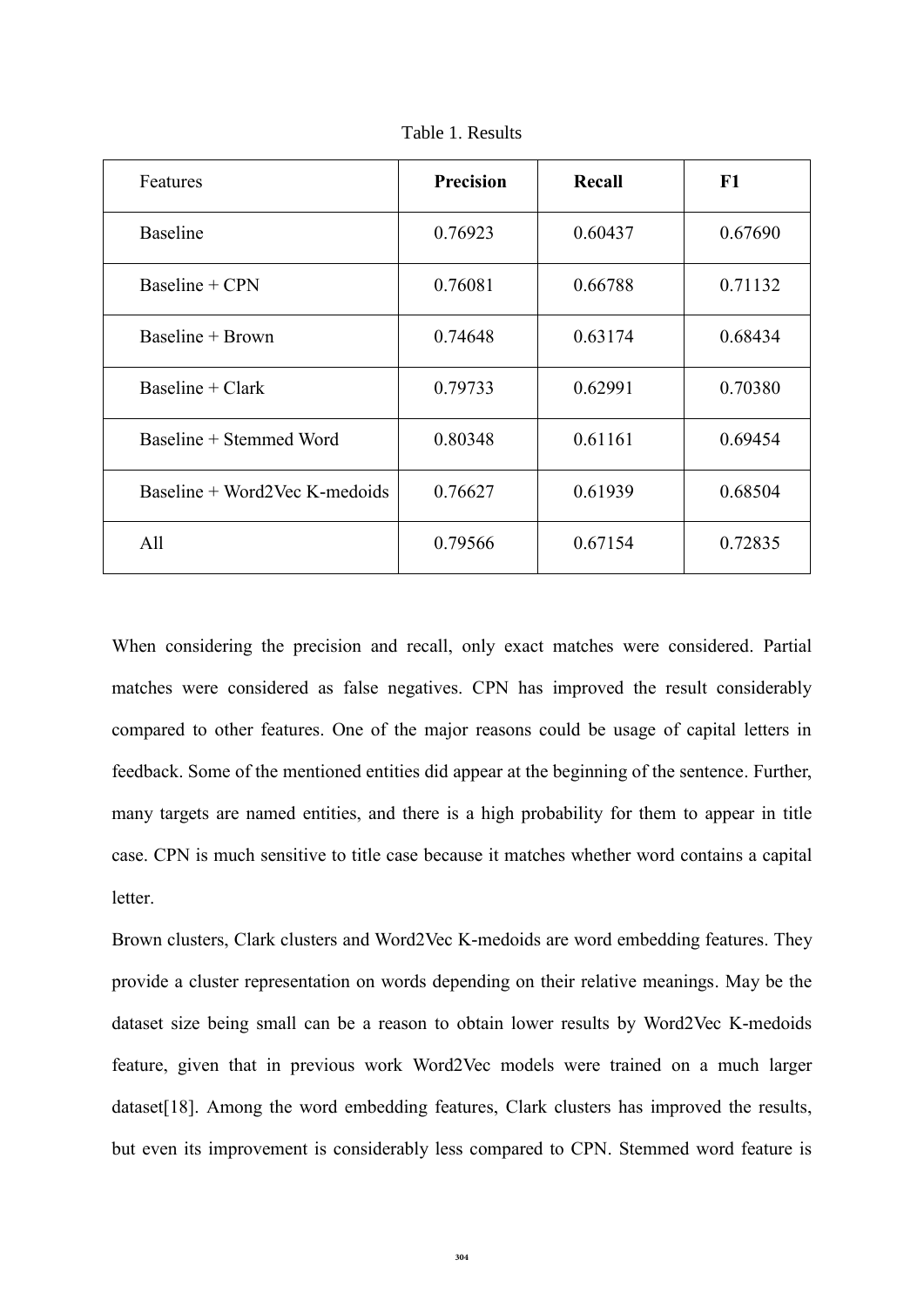Table 1. Results

| Features | **Precision** | **Recall** | **F1** |
|---|---|---|---|
| Baseline | 0.76923 | 0.60437 | 0.67690 |
| Baseline + CPN | 0.76081 | 0.66788 | 0.71132 |
| Baseline + Brown | 0.74648 | 0.63174 | 0.68434 |
| Baseline + Clark | 0.79733 | 0.62991 | 0.70380 |
| Baseline + Stemmed Word | 0.80348 | 0.61161 | 0.69454 |
| Baseline + Word2Vec K-medoids | 0.76627 | 0.61939 | 0.68504 |
| All | 0.79566 | 0.67154 | 0.72835 |

When considering the precision and recall, only exact matches were considered. Partial matches were considered as false negatives. CPN has improved the result considerably compared to other features. One of the major reasons could be usage of capital letters in feedback. Some of the mentioned entities did appear at the beginning of the sentence. Further, many targets are named entities, and there is a high probability for them to appear in title case. CPN is much sensitive to title case because it matches whether word contains a capital letter.

Brown clusters, Clark clusters and Word2Vec K-medoids are word embedding features. They provide a cluster representation on words depending on their relative meanings. May be the dataset size being small can be a reason to obtain lower results by Word2Vec K-medoids feature, given that in previous work Word2Vec models were trained on a much larger dataset[18]. Among the word embedding features, Clark clusters has improved the results, but even its improvement is considerably less compared to CPN. Stemmed word feature is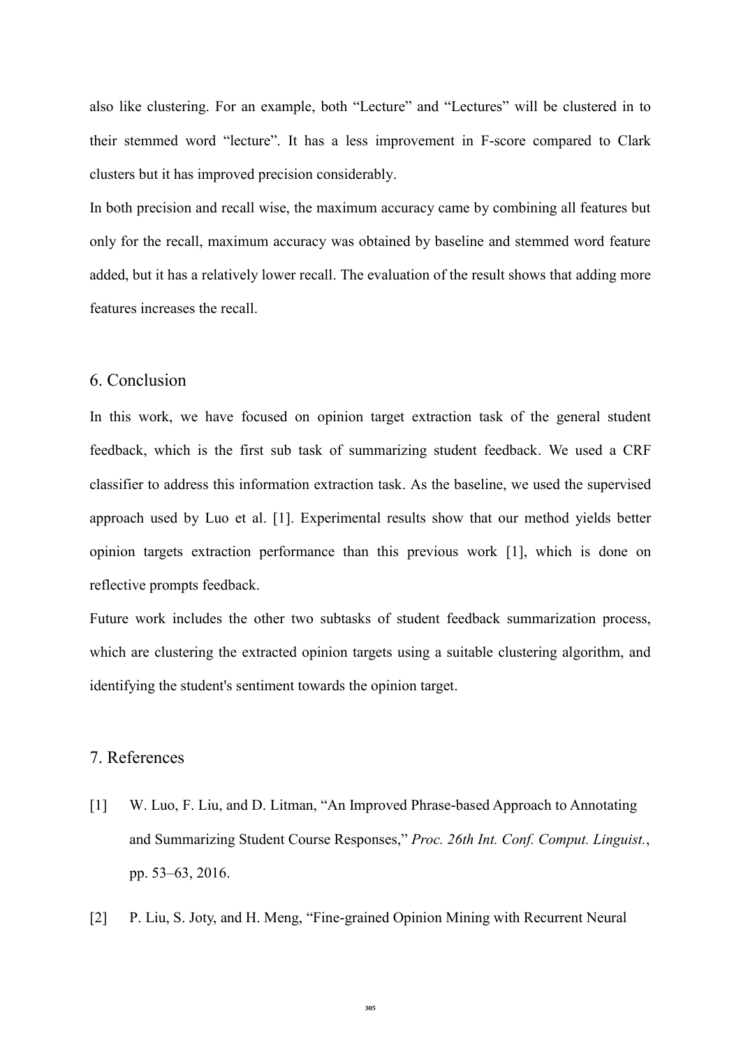also like clustering. For an example, both “Lecture” and “Lectures” will be clustered in to their stemmed word “lecture”. It has a less improvement in F-score compared to Clark clusters but it has improved precision considerably.

In both precision and recall wise, the maximum accuracy came by combining all features but only for the recall, maximum accuracy was obtained by baseline and stemmed word feature added, but it has a relatively lower recall. The evaluation of the result shows that adding more features increases the recall.

## 6. Conclusion

In this work, we have focused on opinion target extraction task of the general student feedback, which is the first sub task of summarizing student feedback. We used a CRF classifier to address this information extraction task. As the baseline, we used the supervised approach used by Luo et al. [1]. Experimental results show that our method yields better opinion targets extraction performance than this previous work [1], which is done on reflective prompts feedback.

Future work includes the other two subtasks of student feedback summarization process, which are clustering the extracted opinion targets using a suitable clustering algorithm, and identifying the student's sentiment towards the opinion target.

## 7. References

[1] W. Luo, F. Liu, and D. Litman, “An Improved Phrase-based Approach to Annotating and Summarizing Student Course Responses,” *Proc. 26th Int. Conf. Comput. Linguist.*, pp. 53–63, 2016.

[2] P. Liu, S. Joty, and H. Meng, “Fine-grained Opinion Mining with Recurrent Neural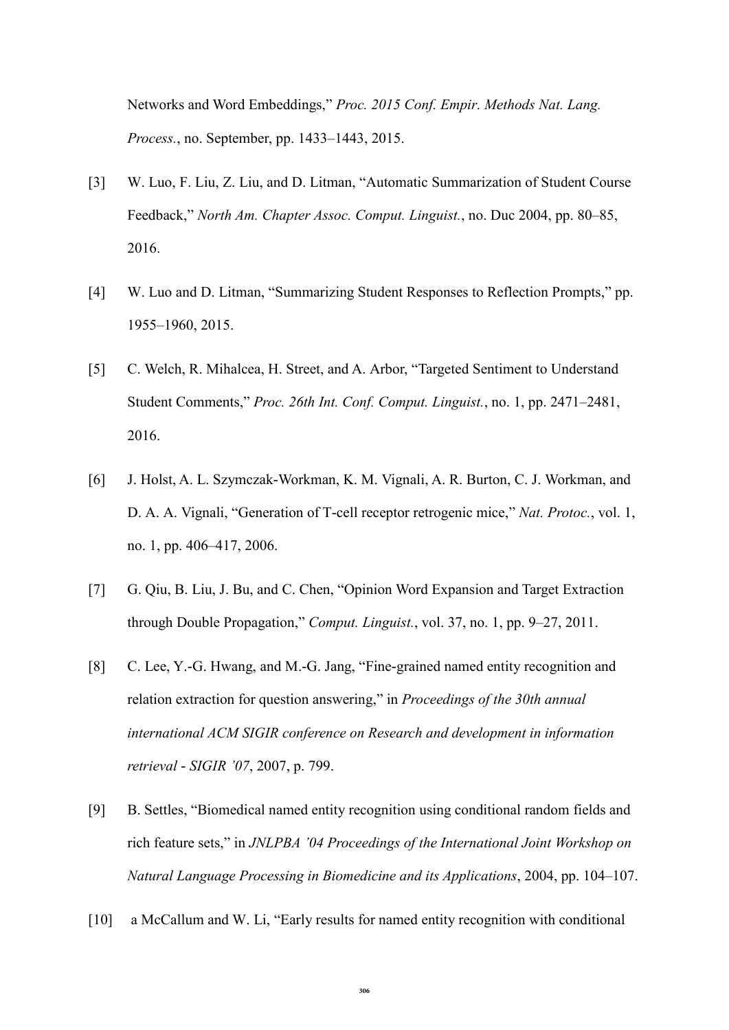Networks and Word Embeddings," *Proc. 2015 Conf. Empir. Methods Nat. Lang. Process.*, no. September, pp. 1433–1443, 2015.

[3] W. Luo, F. Liu, Z. Liu, and D. Litman, "Automatic Summarization of Student Course Feedback," *North Am. Chapter Assoc. Comput. Linguist.*, no. Duc 2004, pp. 80–85, 2016.

[4] W. Luo and D. Litman, "Summarizing Student Responses to Reflection Prompts," pp. 1955–1960, 2015.

[5] C. Welch, R. Mihalcea, H. Street, and A. Arbor, "Targeted Sentiment to Understand Student Comments," *Proc. 26th Int. Conf. Comput. Linguist.*, no. 1, pp. 2471–2481, 2016.

[6] J. Holst, A. L. Szymczak-Workman, K. M. Vignali, A. R. Burton, C. J. Workman, and D. A. A. Vignali, "Generation of T-cell receptor retrogenic mice," *Nat. Protoc.*, vol. 1, no. 1, pp. 406–417, 2006.

[7] G. Qiu, B. Liu, J. Bu, and C. Chen, "Opinion Word Expansion and Target Extraction through Double Propagation," *Comput. Linguist.*, vol. 37, no. 1, pp. 9–27, 2011.

[8] C. Lee, Y.-G. Hwang, and M.-G. Jang, "Fine-grained named entity recognition and relation extraction for question answering," in *Proceedings of the 30th annual international ACM SIGIR conference on Research and development in information retrieval - SIGIR '07*, 2007, p. 799.

[9] B. Settles, "Biomedical named entity recognition using conditional random fields and rich feature sets," in *JNLPBA '04 Proceedings of the International Joint Workshop on Natural Language Processing in Biomedicine and its Applications*, 2004, pp. 104–107.

[10] a McCallum and W. Li, "Early results for named entity recognition with conditional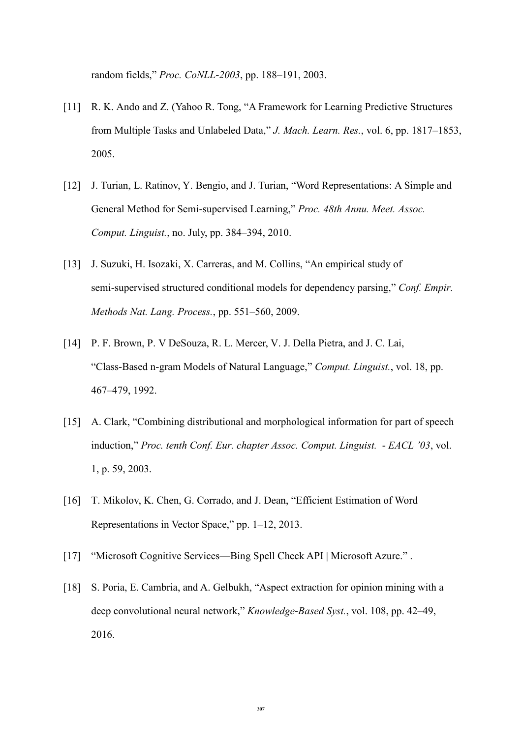random fields," *Proc. CoNLL-2003*, pp. 188–191, 2003.

[11] R. K. Ando and Z. (Yahoo R. Tong, "A Framework for Learning Predictive Structures from Multiple Tasks and Unlabeled Data," *J. Mach. Learn. Res.*, vol. 6, pp. 1817–1853, 2005.

[12] J. Turian, L. Ratinov, Y. Bengio, and J. Turian, "Word Representations: A Simple and General Method for Semi-supervised Learning," *Proc. 48th Annu. Meet. Assoc. Comput. Linguist.*, no. July, pp. 384–394, 2010.

[13] J. Suzuki, H. Isozaki, X. Carreras, and M. Collins, "An empirical study of semi-supervised structured conditional models for dependency parsing," *Conf. Empir. Methods Nat. Lang. Process.*, pp. 551–560, 2009.

[14] P. F. Brown, P. V DeSouza, R. L. Mercer, V. J. Della Pietra, and J. C. Lai, "Class-Based n-gram Models of Natural Language," *Comput. Linguist.*, vol. 18, pp. 467–479, 1992.

[15] A. Clark, "Combining distributional and morphological information for part of speech induction," *Proc. tenth Conf. Eur. chapter Assoc. Comput. Linguist. - EACL '03*, vol. 1, p. 59, 2003.

[16] T. Mikolov, K. Chen, G. Corrado, and J. Dean, "Efficient Estimation of Word Representations in Vector Space," pp. 1–12, 2013.

[17] "Microsoft Cognitive Services—Bing Spell Check API | Microsoft Azure." .

[18] S. Poria, E. Cambria, and A. Gelbukh, "Aspect extraction for opinion mining with a deep convolutional neural network," *Knowledge-Based Syst.*, vol. 108, pp. 42–49, 2016.